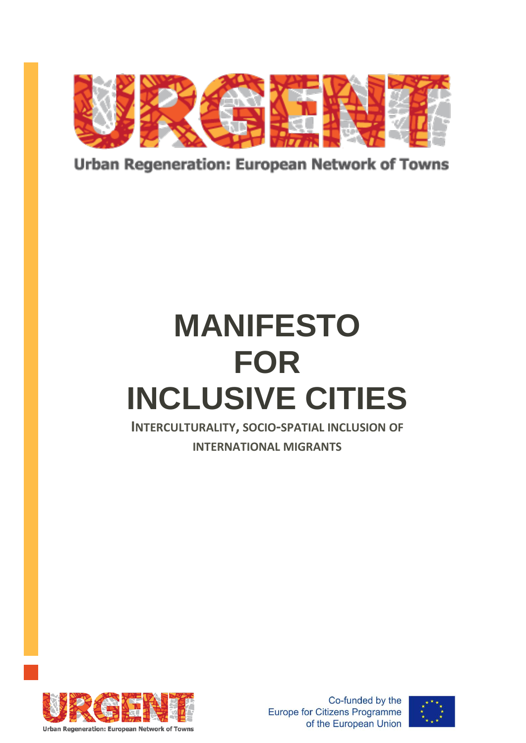Urban Regeneration: European Network of Towns

# MANIFESTO FOR INCLUSIVE CITIES

INTERCULTURALITY, SOCIO-SPATIAL INCLUSION OF INTERNATIONAL MIGRANTS

Urban Regeneration: European Network of Towns

Co-funded by the Europe for Citizens Programme of the European Union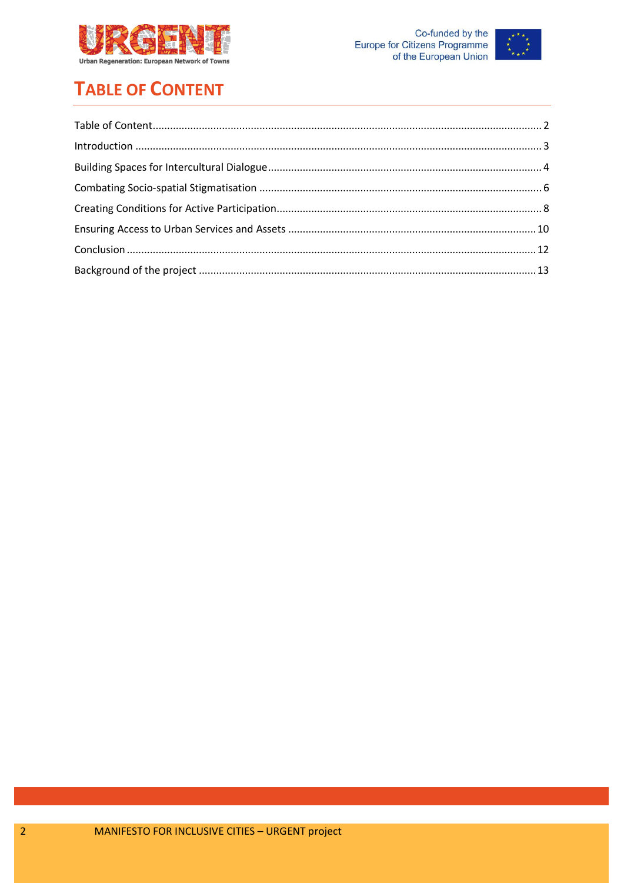# TABLE OF CONTENT

Table of Content ........ 2
Introduction ........ 3
Building Spaces for Intercultural Dialogue ........ 4
Combating Socio-spatial Stigmatisation ........ 6
Creating Conditions for Active Participation ........ 8
Ensuring Access to Urban Services and Assets ........ 10
Conclusion ........ 12
Background of the project ........ 13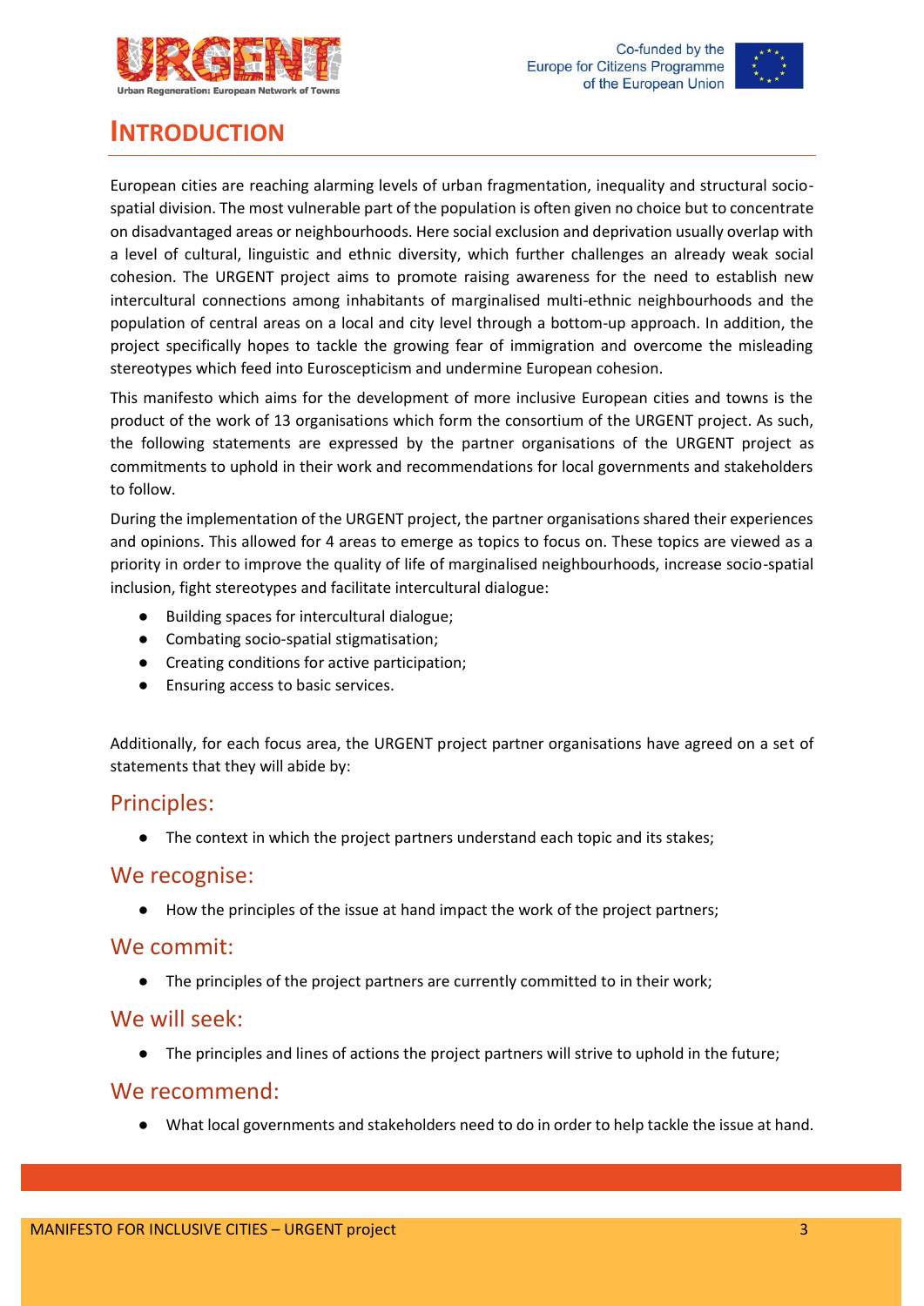# INTRODUCTION

European cities are reaching alarming levels of urban fragmentation, inequality and structural socio-spatial division. The most vulnerable part of the population is often given no choice but to concentrate on disadvantaged areas or neighbourhoods. Here social exclusion and deprivation usually overlap with a level of cultural, linguistic and ethnic diversity, which further challenges an already weak social cohesion. The URGENT project aims to promote raising awareness for the need to establish new intercultural connections among inhabitants of marginalised multi-ethnic neighbourhoods and the population of central areas on a local and city level through a bottom-up approach. In addition, the project specifically hopes to tackle the growing fear of immigration and overcome the misleading stereotypes which feed into Euroscepticism and undermine European cohesion.

This manifesto which aims for the development of more inclusive European cities and towns is the product of the work of 13 organisations which form the consortium of the URGENT project. As such, the following statements are expressed by the partner organisations of the URGENT project as commitments to uphold in their work and recommendations for local governments and stakeholders to follow.

During the implementation of the URGENT project, the partner organisations shared their experiences and opinions. This allowed for 4 areas to emerge as topics to focus on. These topics are viewed as a priority in order to improve the quality of life of marginalised neighbourhoods, increase socio-spatial inclusion, fight stereotypes and facilitate intercultural dialogue:

- Building spaces for intercultural dialogue;
- Combating socio-spatial stigmatisation;
- Creating conditions for active participation;
- Ensuring access to basic services.

Additionally, for each focus area, the URGENT project partner organisations have agreed on a set of statements that they will abide by:

## Principles:

- The context in which the project partners understand each topic and its stakes;

## We recognise:

- How the principles of the issue at hand impact the work of the project partners;

## We commit:

- The principles of the project partners are currently committed to in their work;

## We will seek:

- The principles and lines of actions the project partners will strive to uphold in the future;

## We recommend:

- What local governments and stakeholders need to do in order to help tackle the issue at hand.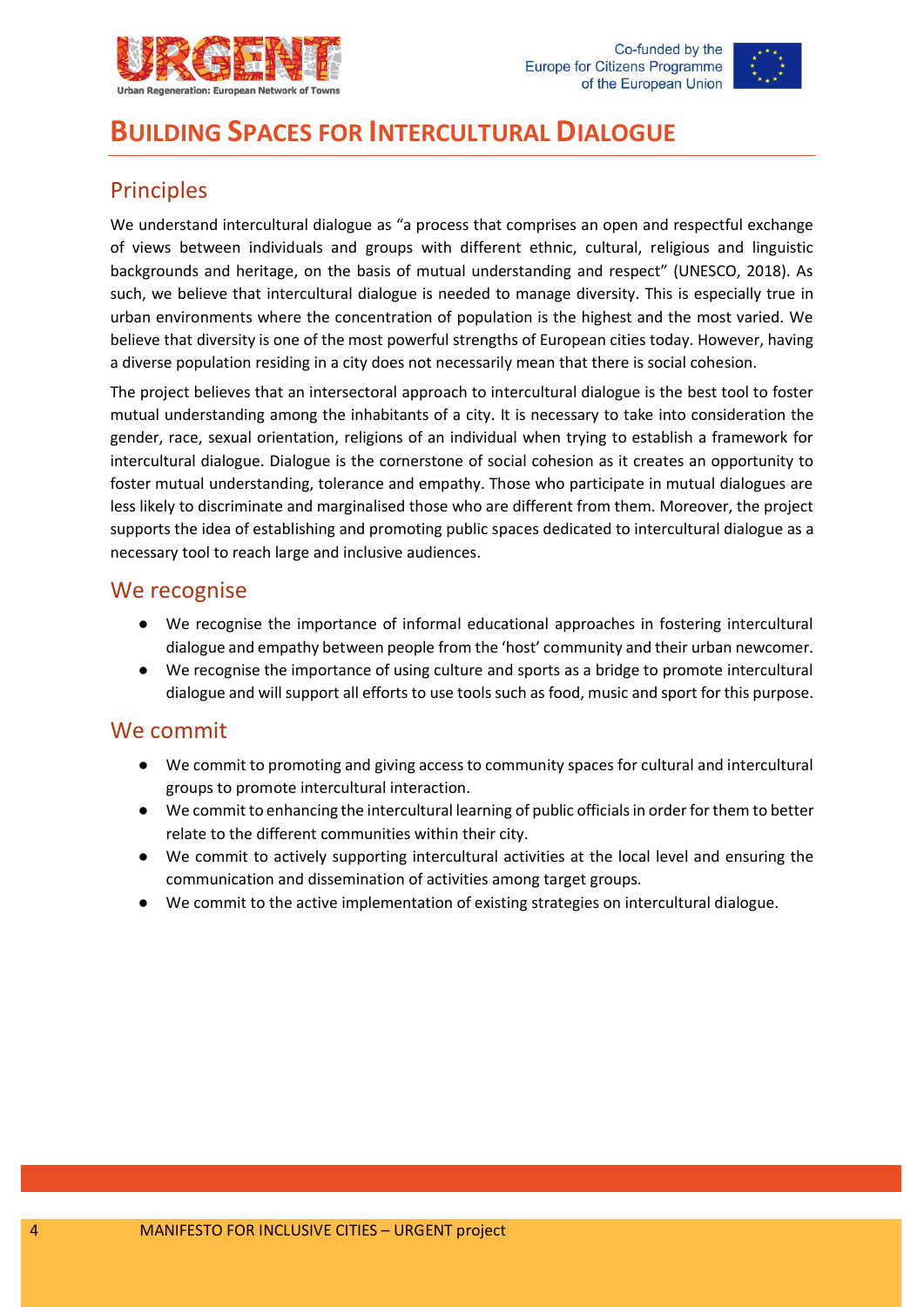# BUILDING SPACES FOR INTERCULTURAL DIALOGUE

## Principles

We understand intercultural dialogue as "a process that comprises an open and respectful exchange of views between individuals and groups with different ethnic, cultural, religious and linguistic backgrounds and heritage, on the basis of mutual understanding and respect" (UNESCO, 2018). As such, we believe that intercultural dialogue is needed to manage diversity. This is especially true in urban environments where the concentration of population is the highest and the most varied. We believe that diversity is one of the most powerful strengths of European cities today. However, having a diverse population residing in a city does not necessarily mean that there is social cohesion.

The project believes that an intersectoral approach to intercultural dialogue is the best tool to foster mutual understanding among the inhabitants of a city. It is necessary to take into consideration the gender, race, sexual orientation, religions of an individual when trying to establish a framework for intercultural dialogue. Dialogue is the cornerstone of social cohesion as it creates an opportunity to foster mutual understanding, tolerance and empathy. Those who participate in mutual dialogues are less likely to discriminate and marginalised those who are different from them. Moreover, the project supports the idea of establishing and promoting public spaces dedicated to intercultural dialogue as a necessary tool to reach large and inclusive audiences.

## We recognise

- We recognise the importance of informal educational approaches in fostering intercultural dialogue and empathy between people from the 'host' community and their urban newcomer.
- We recognise the importance of using culture and sports as a bridge to promote intercultural dialogue and will support all efforts to use tools such as food, music and sport for this purpose.

## We commit

- We commit to promoting and giving access to community spaces for cultural and intercultural groups to promote intercultural interaction.
- We commit to enhancing the intercultural learning of public officials in order for them to better relate to the different communities within their city.
- We commit to actively supporting intercultural activities at the local level and ensuring the communication and dissemination of activities among target groups.
- We commit to the active implementation of existing strategies on intercultural dialogue.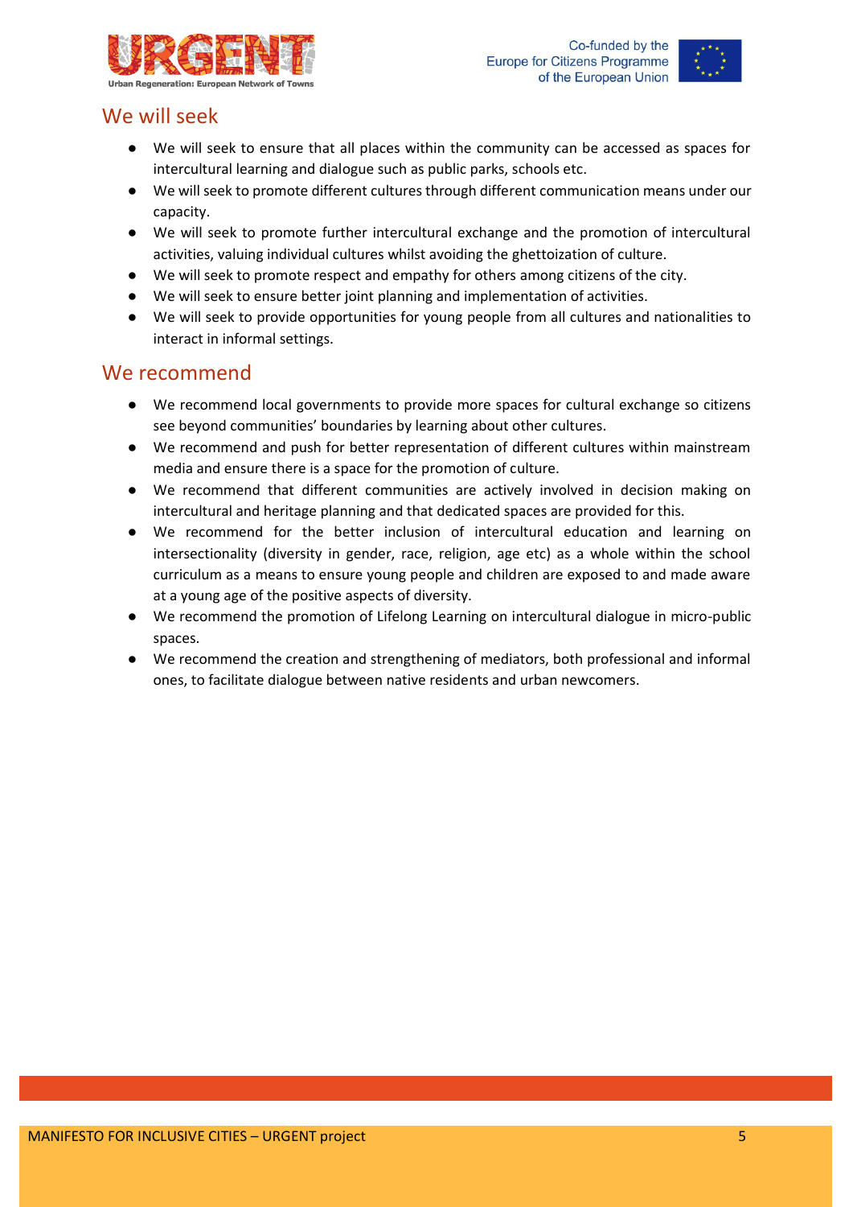## We will seek

- We will seek to ensure that all places within the community can be accessed as spaces for intercultural learning and dialogue such as public parks, schools etc.
- We will seek to promote different cultures through different communication means under our capacity.
- We will seek to promote further intercultural exchange and the promotion of intercultural activities, valuing individual cultures whilst avoiding the ghettoization of culture.
- We will seek to promote respect and empathy for others among citizens of the city.
- We will seek to ensure better joint planning and implementation of activities.
- We will seek to provide opportunities for young people from all cultures and nationalities to interact in informal settings.

## We recommend

- We recommend local governments to provide more spaces for cultural exchange so citizens see beyond communities' boundaries by learning about other cultures.
- We recommend and push for better representation of different cultures within mainstream media and ensure there is a space for the promotion of culture.
- We recommend that different communities are actively involved in decision making on intercultural and heritage planning and that dedicated spaces are provided for this.
- We recommend for the better inclusion of intercultural education and learning on intersectionality (diversity in gender, race, religion, age etc) as a whole within the school curriculum as a means to ensure young people and children are exposed to and made aware at a young age of the positive aspects of diversity.
- We recommend the promotion of Lifelong Learning on intercultural dialogue in micro-public spaces.
- We recommend the creation and strengthening of mediators, both professional and informal ones, to facilitate dialogue between native residents and urban newcomers.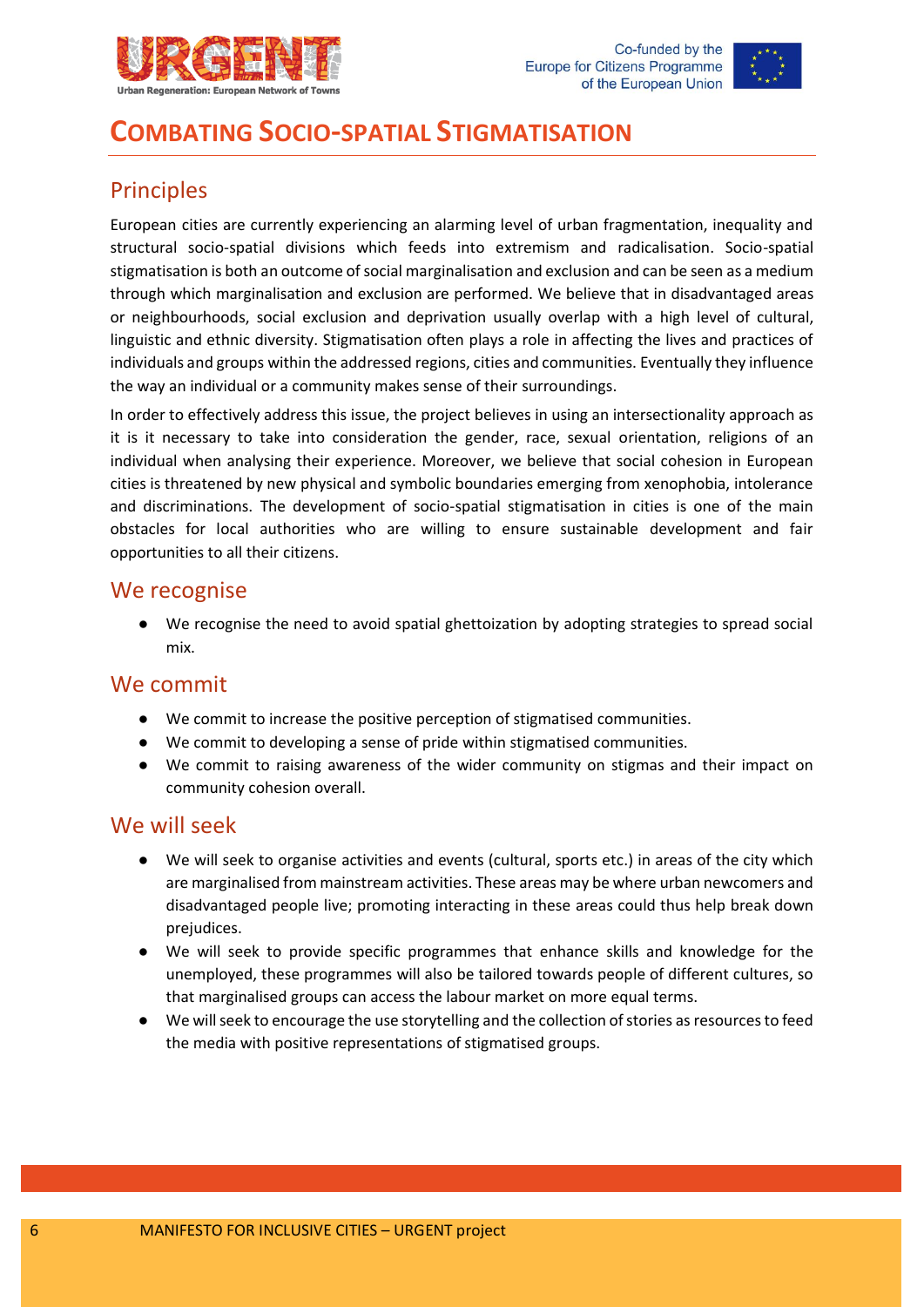# COMBATING SOCIO-SPATIAL STIGMATISATION

## Principles

European cities are currently experiencing an alarming level of urban fragmentation, inequality and structural socio-spatial divisions which feeds into extremism and radicalisation. Socio-spatial stigmatisation is both an outcome of social marginalisation and exclusion and can be seen as a medium through which marginalisation and exclusion are performed. We believe that in disadvantaged areas or neighbourhoods, social exclusion and deprivation usually overlap with a high level of cultural, linguistic and ethnic diversity. Stigmatisation often plays a role in affecting the lives and practices of individuals and groups within the addressed regions, cities and communities. Eventually they influence the way an individual or a community makes sense of their surroundings.

In order to effectively address this issue, the project believes in using an intersectionality approach as it is it necessary to take into consideration the gender, race, sexual orientation, religions of an individual when analysing their experience. Moreover, we believe that social cohesion in European cities is threatened by new physical and symbolic boundaries emerging from xenophobia, intolerance and discriminations. The development of socio-spatial stigmatisation in cities is one of the main obstacles for local authorities who are willing to ensure sustainable development and fair opportunities to all their citizens.

## We recognise

- We recognise the need to avoid spatial ghettoization by adopting strategies to spread social mix.

## We commit

- We commit to increase the positive perception of stigmatised communities.
- We commit to developing a sense of pride within stigmatised communities.
- We commit to raising awareness of the wider community on stigmas and their impact on community cohesion overall.

## We will seek

- We will seek to organise activities and events (cultural, sports etc.) in areas of the city which are marginalised from mainstream activities. These areas may be where urban newcomers and disadvantaged people live; promoting interacting in these areas could thus help break down prejudices.
- We will seek to provide specific programmes that enhance skills and knowledge for the unemployed, these programmes will also be tailored towards people of different cultures, so that marginalised groups can access the labour market on more equal terms.
- We will seek to encourage the use storytelling and the collection of stories as resources to feed the media with positive representations of stigmatised groups.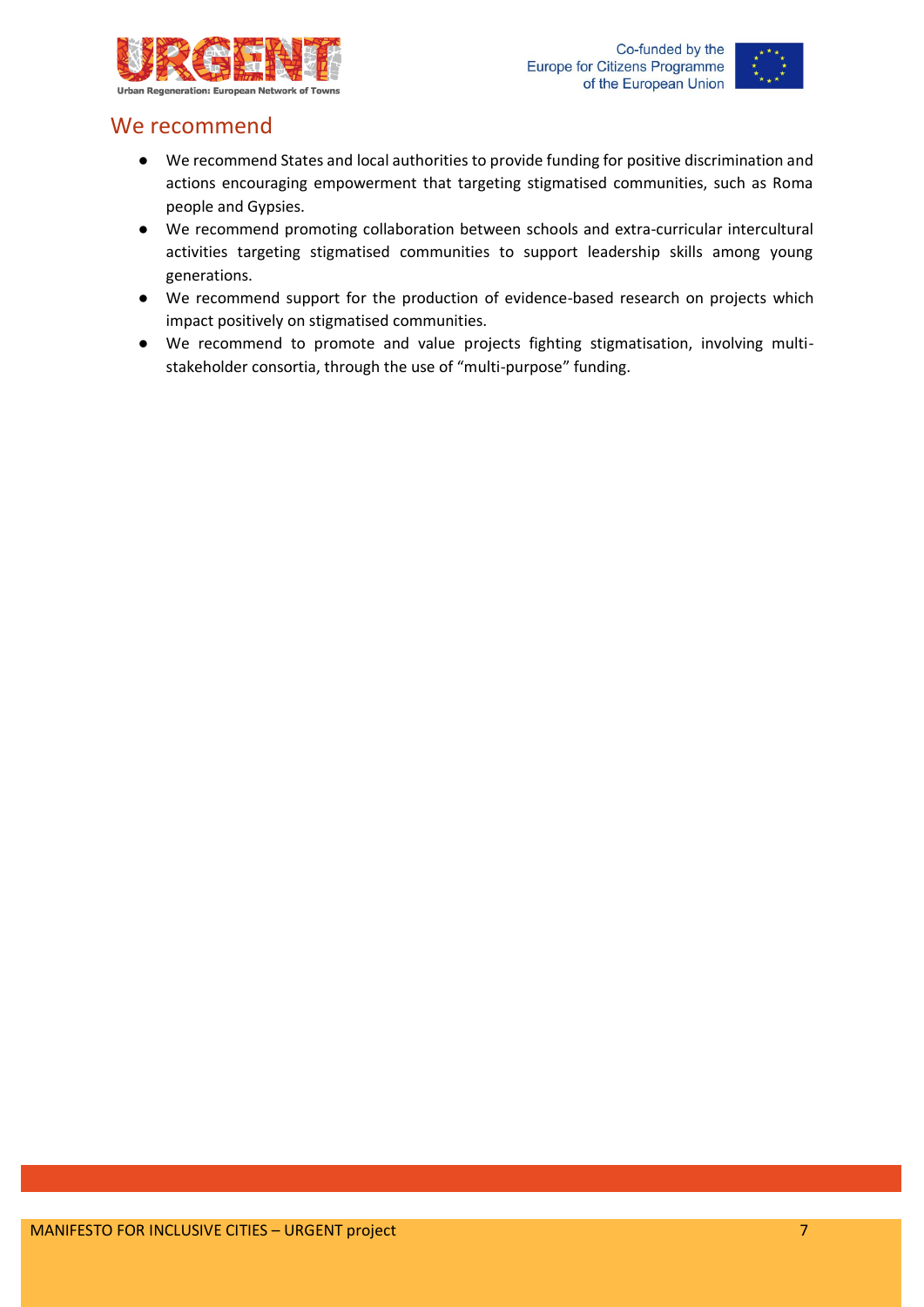## We recommend

- We recommend States and local authorities to provide funding for positive discrimination and actions encouraging empowerment that targeting stigmatised communities, such as Roma people and Gypsies.
- We recommend promoting collaboration between schools and extra-curricular intercultural activities targeting stigmatised communities to support leadership skills among young generations.
- We recommend support for the production of evidence-based research on projects which impact positively on stigmatised communities.
- We recommend to promote and value projects fighting stigmatisation, involving multi-stakeholder consortia, through the use of "multi-purpose" funding.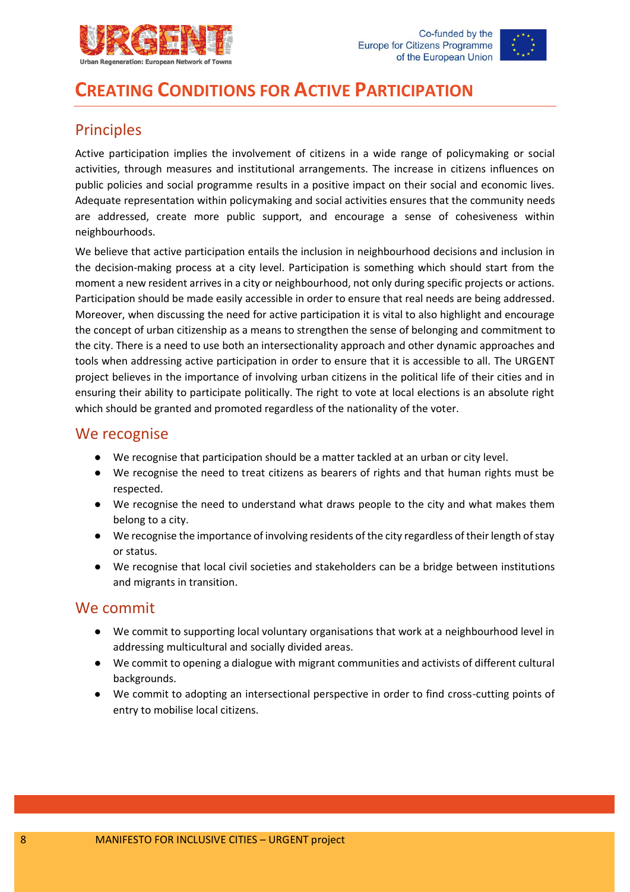# Creating Conditions for Active Participation

## Principles

Active participation implies the involvement of citizens in a wide range of policymaking or social activities, through measures and institutional arrangements. The increase in citizens influences on public policies and social programme results in a positive impact on their social and economic lives. Adequate representation within policymaking and social activities ensures that the community needs are addressed, create more public support, and encourage a sense of cohesiveness within neighbourhoods.

We believe that active participation entails the inclusion in neighbourhood decisions and inclusion in the decision-making process at a city level. Participation is something which should start from the moment a new resident arrives in a city or neighbourhood, not only during specific projects or actions. Participation should be made easily accessible in order to ensure that real needs are being addressed. Moreover, when discussing the need for active participation it is vital to also highlight and encourage the concept of urban citizenship as a means to strengthen the sense of belonging and commitment to the city. There is a need to use both an intersectionality approach and other dynamic approaches and tools when addressing active participation in order to ensure that it is accessible to all. The URGENT project believes in the importance of involving urban citizens in the political life of their cities and in ensuring their ability to participate politically. The right to vote at local elections is an absolute right which should be granted and promoted regardless of the nationality of the voter.

## We recognise

- We recognise that participation should be a matter tackled at an urban or city level.
- We recognise the need to treat citizens as bearers of rights and that human rights must be respected.
- We recognise the need to understand what draws people to the city and what makes them belong to a city.
- We recognise the importance of involving residents of the city regardless of their length of stay or status.
- We recognise that local civil societies and stakeholders can be a bridge between institutions and migrants in transition.

## We commit

- We commit to supporting local voluntary organisations that work at a neighbourhood level in addressing multicultural and socially divided areas.
- We commit to opening a dialogue with migrant communities and activists of different cultural backgrounds.
- We commit to adopting an intersectional perspective in order to find cross-cutting points of entry to mobilise local citizens.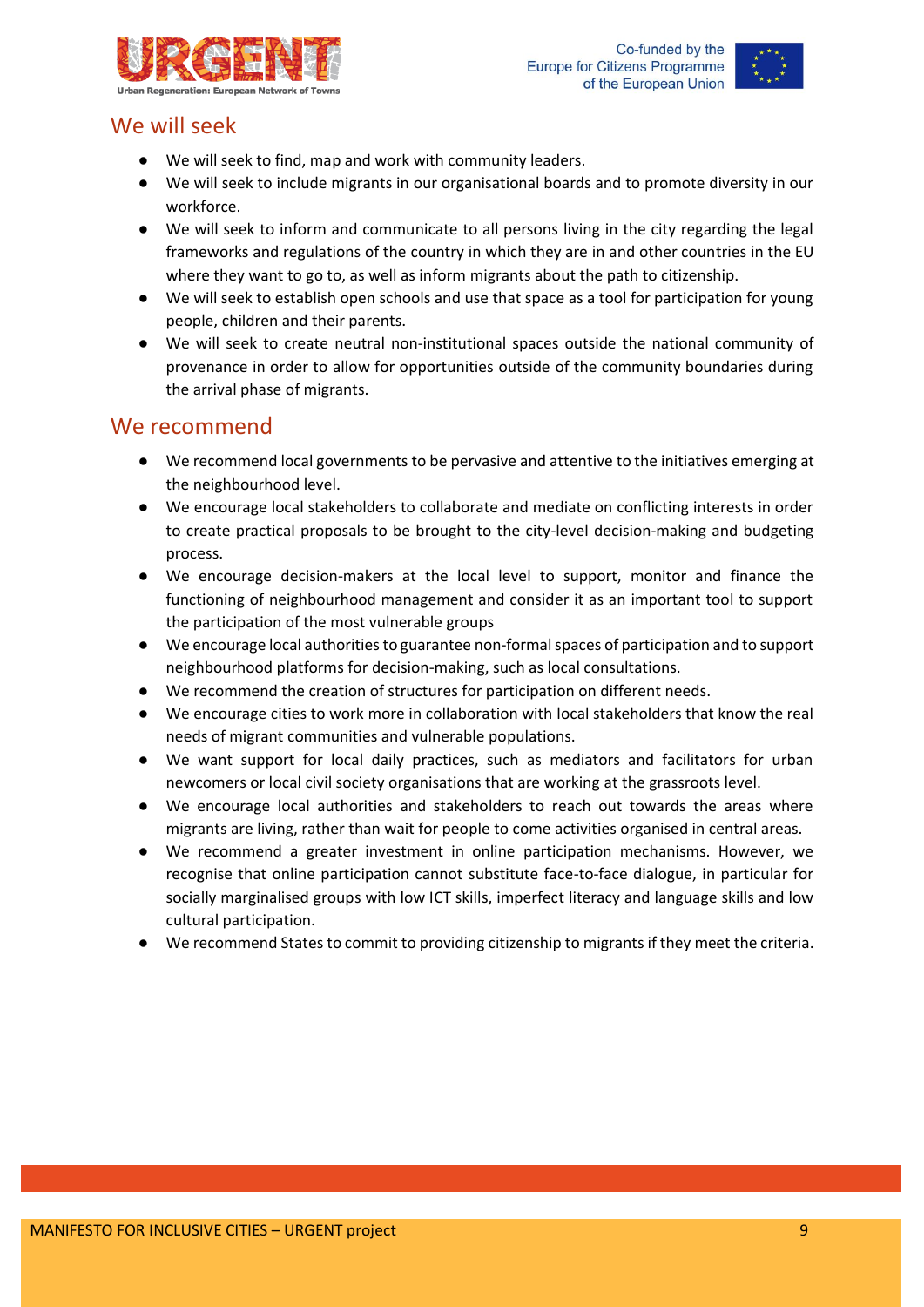## We will seek

- We will seek to find, map and work with community leaders.
- We will seek to include migrants in our organisational boards and to promote diversity in our workforce.
- We will seek to inform and communicate to all persons living in the city regarding the legal frameworks and regulations of the country in which they are in and other countries in the EU where they want to go to, as well as inform migrants about the path to citizenship.
- We will seek to establish open schools and use that space as a tool for participation for young people, children and their parents.
- We will seek to create neutral non-institutional spaces outside the national community of provenance in order to allow for opportunities outside of the community boundaries during the arrival phase of migrants.

## We recommend

- We recommend local governments to be pervasive and attentive to the initiatives emerging at the neighbourhood level.
- We encourage local stakeholders to collaborate and mediate on conflicting interests in order to create practical proposals to be brought to the city-level decision-making and budgeting process.
- We encourage decision-makers at the local level to support, monitor and finance the functioning of neighbourhood management and consider it as an important tool to support the participation of the most vulnerable groups
- We encourage local authorities to guarantee non-formal spaces of participation and to support neighbourhood platforms for decision-making, such as local consultations.
- We recommend the creation of structures for participation on different needs.
- We encourage cities to work more in collaboration with local stakeholders that know the real needs of migrant communities and vulnerable populations.
- We want support for local daily practices, such as mediators and facilitators for urban newcomers or local civil society organisations that are working at the grassroots level.
- We encourage local authorities and stakeholders to reach out towards the areas where migrants are living, rather than wait for people to come activities organised in central areas.
- We recommend a greater investment in online participation mechanisms. However, we recognise that online participation cannot substitute face-to-face dialogue, in particular for socially marginalised groups with low ICT skills, imperfect literacy and language skills and low cultural participation.
- We recommend States to commit to providing citizenship to migrants if they meet the criteria.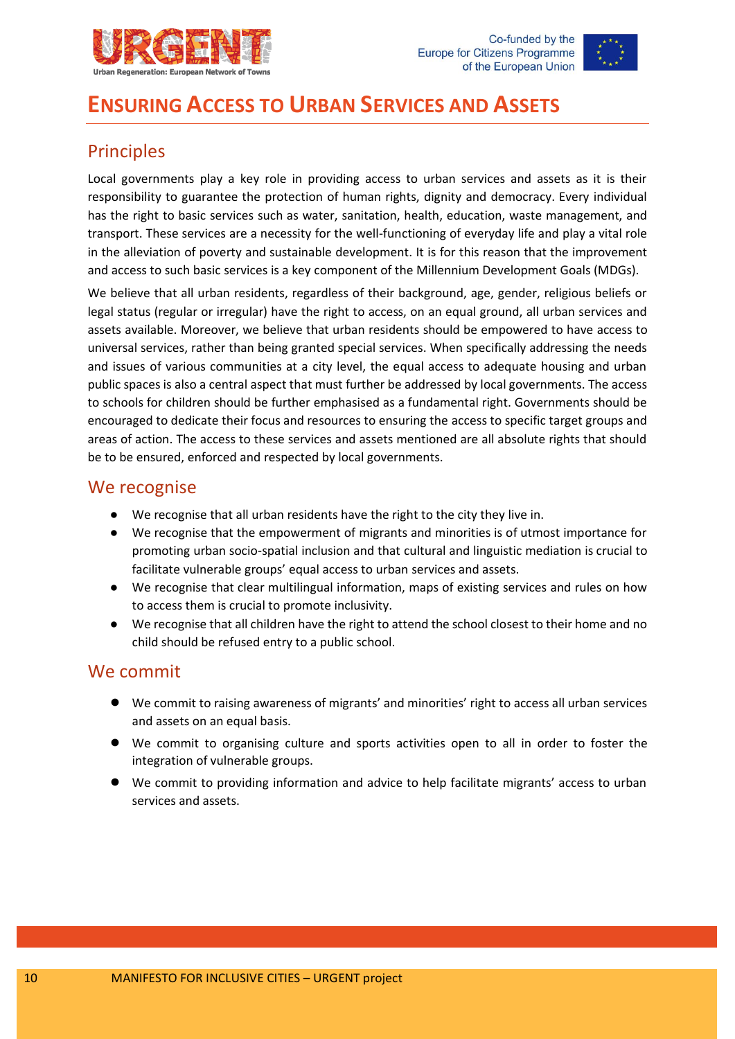# Ensuring Access to Urban Services and Assets

## Principles

Local governments play a key role in providing access to urban services and assets as it is their responsibility to guarantee the protection of human rights, dignity and democracy. Every individual has the right to basic services such as water, sanitation, health, education, waste management, and transport. These services are a necessity for the well-functioning of everyday life and play a vital role in the alleviation of poverty and sustainable development. It is for this reason that the improvement and access to such basic services is a key component of the Millennium Development Goals (MDGs).

We believe that all urban residents, regardless of their background, age, gender, religious beliefs or legal status (regular or irregular) have the right to access, on an equal ground, all urban services and assets available. Moreover, we believe that urban residents should be empowered to have access to universal services, rather than being granted special services. When specifically addressing the needs and issues of various communities at a city level, the equal access to adequate housing and urban public spaces is also a central aspect that must further be addressed by local governments. The access to schools for children should be further emphasised as a fundamental right. Governments should be encouraged to dedicate their focus and resources to ensuring the access to specific target groups and areas of action. The access to these services and assets mentioned are all absolute rights that should be to be ensured, enforced and respected by local governments.

## We recognise

- We recognise that all urban residents have the right to the city they live in.
- We recognise that the empowerment of migrants and minorities is of utmost importance for promoting urban socio-spatial inclusion and that cultural and linguistic mediation is crucial to facilitate vulnerable groups' equal access to urban services and assets.
- We recognise that clear multilingual information, maps of existing services and rules on how to access them is crucial to promote inclusivity.
- We recognise that all children have the right to attend the school closest to their home and no child should be refused entry to a public school.

## We commit

- We commit to raising awareness of migrants' and minorities' right to access all urban services and assets on an equal basis.
- We commit to organising culture and sports activities open to all in order to foster the integration of vulnerable groups.
- We commit to providing information and advice to help facilitate migrants' access to urban services and assets.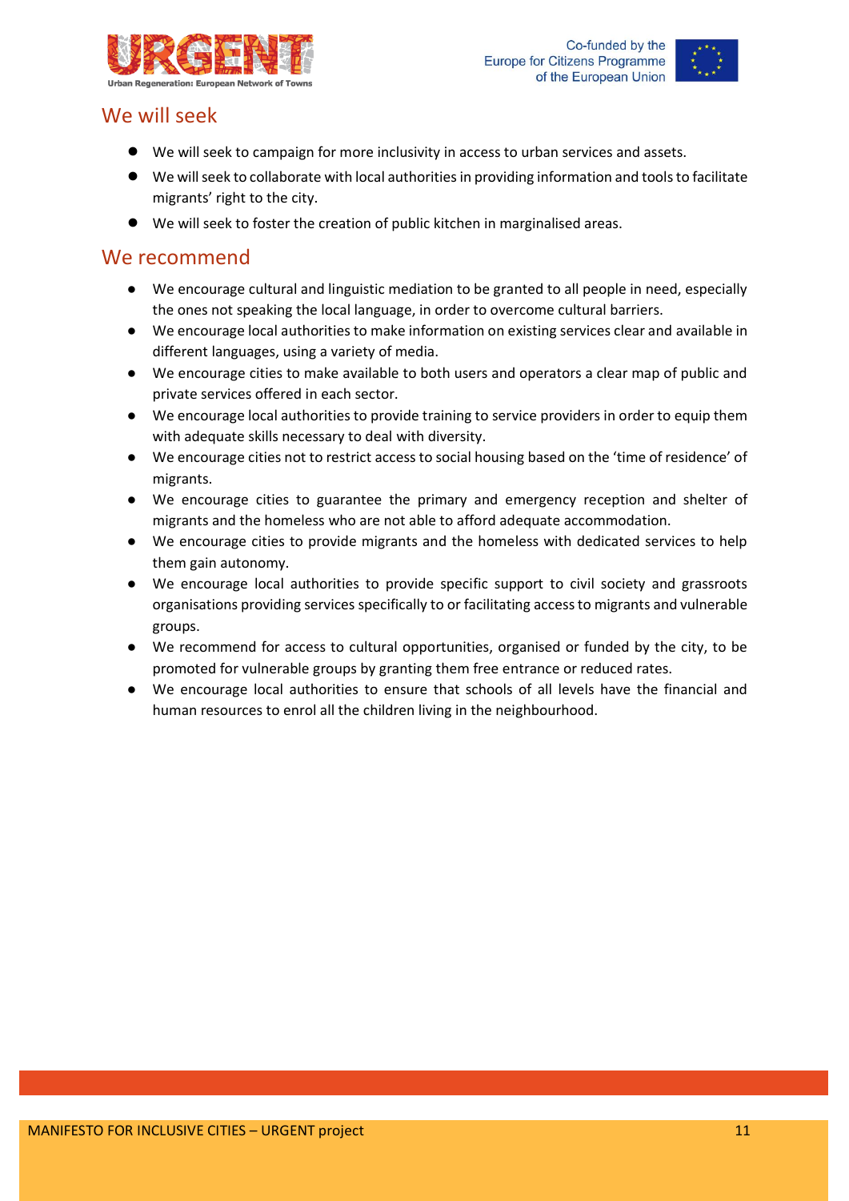## We will seek

- We will seek to campaign for more inclusivity in access to urban services and assets.
- We will seek to collaborate with local authorities in providing information and tools to facilitate migrants' right to the city.
- We will seek to foster the creation of public kitchen in marginalised areas.

## We recommend

- We encourage cultural and linguistic mediation to be granted to all people in need, especially the ones not speaking the local language, in order to overcome cultural barriers.
- We encourage local authorities to make information on existing services clear and available in different languages, using a variety of media.
- We encourage cities to make available to both users and operators a clear map of public and private services offered in each sector.
- We encourage local authorities to provide training to service providers in order to equip them with adequate skills necessary to deal with diversity.
- We encourage cities not to restrict access to social housing based on the 'time of residence' of migrants.
- We encourage cities to guarantee the primary and emergency reception and shelter of migrants and the homeless who are not able to afford adequate accommodation.
- We encourage cities to provide migrants and the homeless with dedicated services to help them gain autonomy.
- We encourage local authorities to provide specific support to civil society and grassroots organisations providing services specifically to or facilitating access to migrants and vulnerable groups.
- We recommend for access to cultural opportunities, organised or funded by the city, to be promoted for vulnerable groups by granting them free entrance or reduced rates.
- We encourage local authorities to ensure that schools of all levels have the financial and human resources to enrol all the children living in the neighbourhood.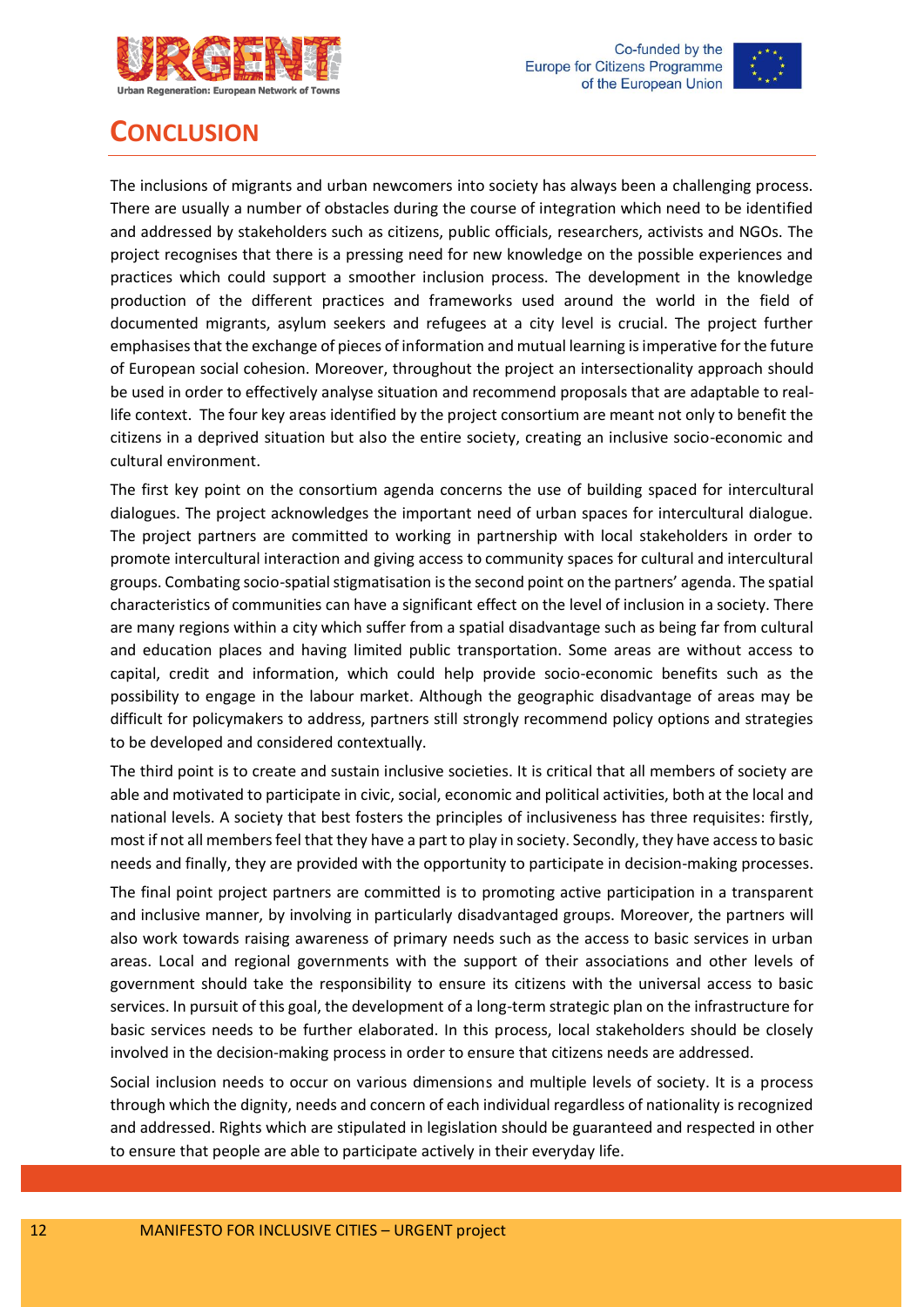# CONCLUSION

The inclusions of migrants and urban newcomers into society has always been a challenging process. There are usually a number of obstacles during the course of integration which need to be identified and addressed by stakeholders such as citizens, public officials, researchers, activists and NGOs. The project recognises that there is a pressing need for new knowledge on the possible experiences and practices which could support a smoother inclusion process. The development in the knowledge production of the different practices and frameworks used around the world in the field of documented migrants, asylum seekers and refugees at a city level is crucial. The project further emphasises that the exchange of pieces of information and mutual learning is imperative for the future of European social cohesion. Moreover, throughout the project an intersectionality approach should be used in order to effectively analyse situation and recommend proposals that are adaptable to real-life context. The four key areas identified by the project consortium are meant not only to benefit the citizens in a deprived situation but also the entire society, creating an inclusive socio-economic and cultural environment.

The first key point on the consortium agenda concerns the use of building spaced for intercultural dialogues. The project acknowledges the important need of urban spaces for intercultural dialogue. The project partners are committed to working in partnership with local stakeholders in order to promote intercultural interaction and giving access to community spaces for cultural and intercultural groups. Combating socio-spatial stigmatisation is the second point on the partners' agenda. The spatial characteristics of communities can have a significant effect on the level of inclusion in a society. There are many regions within a city which suffer from a spatial disadvantage such as being far from cultural and education places and having limited public transportation. Some areas are without access to capital, credit and information, which could help provide socio-economic benefits such as the possibility to engage in the labour market. Although the geographic disadvantage of areas may be difficult for policymakers to address, partners still strongly recommend policy options and strategies to be developed and considered contextually.

The third point is to create and sustain inclusive societies. It is critical that all members of society are able and motivated to participate in civic, social, economic and political activities, both at the local and national levels. A society that best fosters the principles of inclusiveness has three requisites: firstly, most if not all members feel that they have a part to play in society. Secondly, they have access to basic needs and finally, they are provided with the opportunity to participate in decision-making processes.

The final point project partners are committed is to promoting active participation in a transparent and inclusive manner, by involving in particularly disadvantaged groups. Moreover, the partners will also work towards raising awareness of primary needs such as the access to basic services in urban areas. Local and regional governments with the support of their associations and other levels of government should take the responsibility to ensure its citizens with the universal access to basic services. In pursuit of this goal, the development of a long-term strategic plan on the infrastructure for basic services needs to be further elaborated. In this process, local stakeholders should be closely involved in the decision-making process in order to ensure that citizens needs are addressed.

Social inclusion needs to occur on various dimensions and multiple levels of society. It is a process through which the dignity, needs and concern of each individual regardless of nationality is recognized and addressed. Rights which are stipulated in legislation should be guaranteed and respected in other to ensure that people are able to participate actively in their everyday life.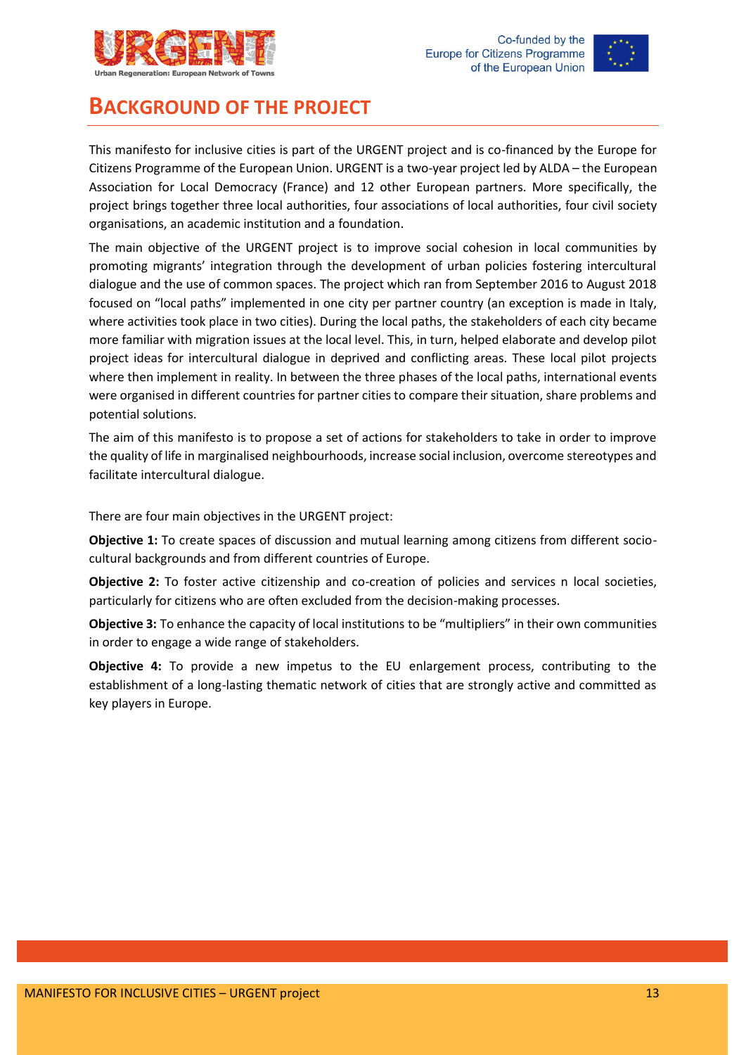# BACKGROUND OF THE PROJECT

This manifesto for inclusive cities is part of the URGENT project and is co-financed by the Europe for Citizens Programme of the European Union. URGENT is a two-year project led by ALDA – the European Association for Local Democracy (France) and 12 other European partners. More specifically, the project brings together three local authorities, four associations of local authorities, four civil society organisations, an academic institution and a foundation.

The main objective of the URGENT project is to improve social cohesion in local communities by promoting migrants' integration through the development of urban policies fostering intercultural dialogue and the use of common spaces. The project which ran from September 2016 to August 2018 focused on "local paths" implemented in one city per partner country (an exception is made in Italy, where activities took place in two cities). During the local paths, the stakeholders of each city became more familiar with migration issues at the local level. This, in turn, helped elaborate and develop pilot project ideas for intercultural dialogue in deprived and conflicting areas. These local pilot projects where then implement in reality. In between the three phases of the local paths, international events were organised in different countries for partner cities to compare their situation, share problems and potential solutions.

The aim of this manifesto is to propose a set of actions for stakeholders to take in order to improve the quality of life in marginalised neighbourhoods, increase social inclusion, overcome stereotypes and facilitate intercultural dialogue.

There are four main objectives in the URGENT project:

**Objective 1:** To create spaces of discussion and mutual learning among citizens from different socio-cultural backgrounds and from different countries of Europe.

**Objective 2:** To foster active citizenship and co-creation of policies and services n local societies, particularly for citizens who are often excluded from the decision-making processes.

**Objective 3:** To enhance the capacity of local institutions to be "multipliers" in their own communities in order to engage a wide range of stakeholders.

**Objective 4:** To provide a new impetus to the EU enlargement process, contributing to the establishment of a long-lasting thematic network of cities that are strongly active and committed as key players in Europe.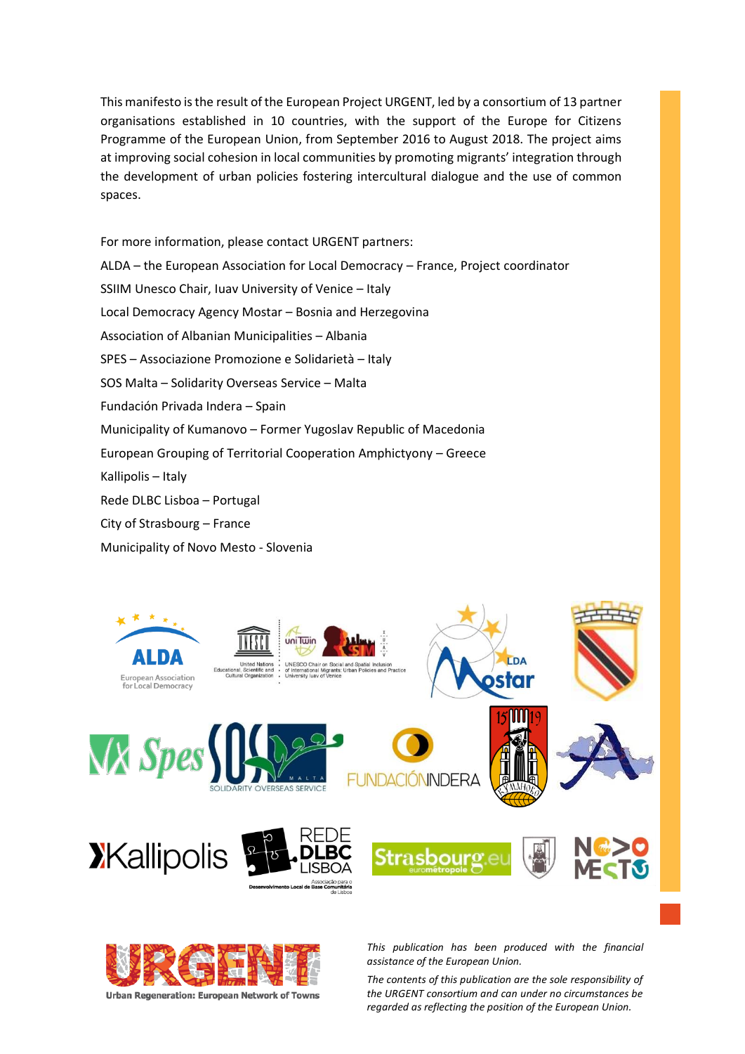This manifesto is the result of the European Project URGENT, led by a consortium of 13 partner organisations established in 10 countries, with the support of the Europe for Citizens Programme of the European Union, from September 2016 to August 2018. The project aims at improving social cohesion in local communities by promoting migrants' integration through the development of urban policies fostering intercultural dialogue and the use of common spaces.

For more information, please contact URGENT partners:

ALDA – the European Association for Local Democracy – France, Project coordinator

SSIIM Unesco Chair, Iuav University of Venice – Italy

Local Democracy Agency Mostar – Bosnia and Herzegovina

Association of Albanian Municipalities – Albania

SPES – Associazione Promozione e Solidarietà – Italy

SOS Malta – Solidarity Overseas Service – Malta

Fundación Privada Indera – Spain

Municipality of Kumanovo – Former Yugoslav Republic of Macedonia

European Grouping of Territorial Cooperation Amphictyony – Greece

Kallipolis – Italy

Rede DLBC Lisboa – Portugal

City of Strasbourg – France

Municipality of Novo Mesto - Slovenia

*This publication has been produced with the financial assistance of the European Union.*

*The contents of this publication are the sole responsibility of the URGENT consortium and can under no circumstances be regarded as reflecting the position of the European Union.*